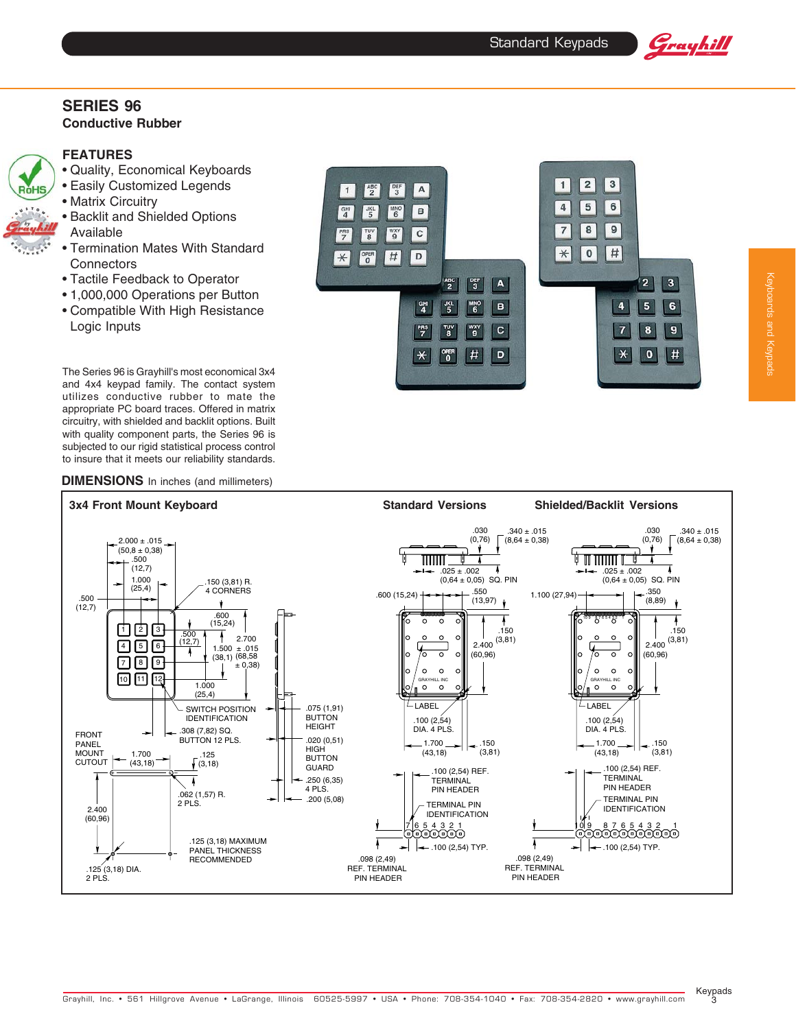# SERIES 96

**Conductive Rubber**

## FEATURES

- Quality, Economical Keyboards
- Easily Customized Legends
- Matrix Circuitry
- Backlit and Shielded Options Available
- Termination Mates With Standard Connectors
- Tactile Feedback to Operator
- 1,000,000 Operations per Button
- Compatible With High Resistance Logic Inputs

The Series 96 is Grayhill's most economical 3x4 and 4x4 keypad family. The contact system utilizes conductive rubber to mate the appropriate PC board traces. Offered in matrix circuitry, with shielded and backlit options. Built with quality component parts, the Series 96 is subjected to our rigid statistical process control to insure that it meets our reliability standards.

## DIMENSIONS In inches (and millimeters)

### 3x4 Front Mount Keyboard

2.000 ± .015 (50,8 ± 0,38)
.500 (12,7)
1.000 (25,4)
.150 (3,81) R. 4 CORNERS
.500 (12,7)
.600 (15,24)
.500 (12,7)
2.700 ± .015 (68,58 ± 0,38)
1.500 (38,1)
1.000 (25,4)
SWITCH POSITION IDENTIFICATION
.308 (7,82) SQ. BUTTON 12 PLS.
.075 (1,91) BUTTON HEIGHT
.020 (0,51) HIGH BUTTON GUARD
.250 (6,35) 4 PLS.
.200 (5,08)
FRONT PANEL MOUNT CUTOUT
1.700 (43,18)
.125 (3,18)
.062 (1,57) R. 2 PLS.
2.400 (60,96)
.125 (3,18) MAXIMUM PANEL THICKNESS RECOMMENDED
.125 (3,18) DIA. 2 PLS.

### Standard Versions

.030 (0,76)
.340 ± .015 (8,64 ± 0,38)
.025 ± .002 (0,64 ± 0,05) SQ. PIN
.600 (15,24)
.550 (13,97)
.150 (3,81)
2.400 (60,96)
LABEL
.100 (2,54) DIA. 4 PLS.
1.700 (43,18)
.150 (3,81)
.100 (2,54) REF. TERMINAL PIN HEADER
TERMINAL PIN IDENTIFICATION
7 6 5 4 3 2 1
.100 (2,54) TYP.
.098 (2,49) REF. TERMINAL PIN HEADER

### Shielded/Backlit Versions

.030 (0,76)
.340 ± .015 (8,64 ± 0,38)
.025 ± .002 (0,64 ± 0,05) SQ. PIN
1.100 (27,94)
.350 (8,89)
.150 (3,81)
2.400 (60,96)
LABEL
.100 (2,54) DIA. 4 PLS.
1.700 (43,18)
.150 (3,81)
.100 (2,54) REF. TERMINAL PIN HEADER
TERMINAL PIN IDENTIFICATION
10 9 8 7 6 5 4 3 2 1
.100 (2,54) TYP.
.098 (2,49) REF. TERMINAL PIN HEADER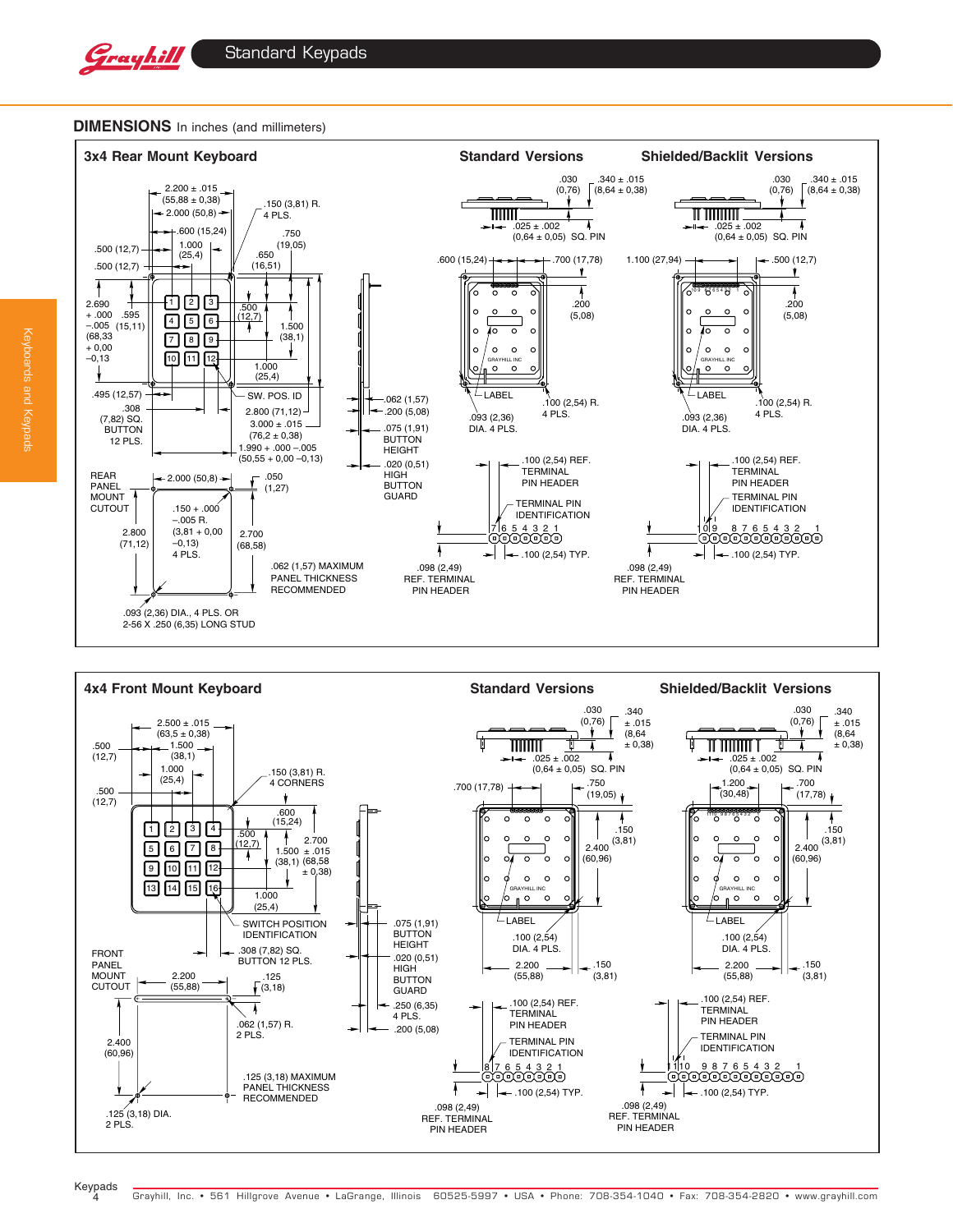## DIMENSIONS In inches (and millimeters)

### 3x4 Rear Mount Keyboard

**Standard Versions** | **Shielded/Backlit Versions**

2.200 ± .015 (55,88 ± 0,38)
2.000 (50,8)
.150 (3,81) R. 4 PLS.
.600 (15,24)
.750 (19,05)
.500 (12,7)
1.000 (25,4)
.650 (16,51)
.500 (12,7)
2.690 + .000 –.005 (68,33 + 0,00 –0,13)
.595 (15,11)
.500 (12,7)
1.500 (38,1)
1.000 (25,4)
.495 (12,57)
SW. POS. ID
.308 (7,82) SQ. BUTTON 12 PLS.
2.800 (71,12)
3.000 ± .015 (76,2 ± 0,38)
1.990 + .000 –.005 (50,55 + 0,00 –0,13)
.062 (1,57)
.200 (5,08)
.075 (1,91) BUTTON HEIGHT
.020 (0,51) HIGH BUTTON GUARD

REAR PANEL MOUNT CUTOUT
2.000 (50,8)
.050 (1,27)
.150 + .000 –.005 R. (3,81 + 0,00 –0,13) 4 PLS.
2.800 (71,12)
2.700 (68,58)
.062 (1,57) MAXIMUM PANEL THICKNESS RECOMMENDED
.093 (2,36) DIA., 4 PLS. OR 2-56 X .250 (6,35) LONG STUD

Standard Versions:
.030 (0,76)
.340 ± .015 (8,64 ± 0,38)
.025 ± .002 (0,64 ± 0,05) SQ. PIN
.600 (15,24)
.700 (17,78)
.200 (5,08)
GRAYHILL INC
LABEL
.093 (2,36) DIA. 4 PLS.
.100 (2,54) R. 4 PLS.
.100 (2,54) REF. TERMINAL PIN HEADER
TERMINAL PIN IDENTIFICATION
7 6 5 4 3 2 1
.100 (2,54) TYP.
.098 (2,49) REF. TERMINAL PIN HEADER

Shielded/Backlit Versions:
.030 (0,76)
.340 ± .015 (8,64 ± 0,38)
.025 ± .002 (0,64 ± 0,05) SQ. PIN
1.100 (27,94)
.500 (12,7)
.200 (5,08)
GRAYHILL INC
LABEL
.093 (2,36) DIA. 4 PLS.
.100 (2,54) R. 4 PLS.
.100 (2,54) REF. TERMINAL PIN HEADER
TERMINAL PIN IDENTIFICATION
10 9 8 7 6 5 4 3 2 1
.100 (2,54) TYP.
.098 (2,49) REF. TERMINAL PIN HEADER

### 4x4 Front Mount Keyboard

**Standard Versions** | **Shielded/Backlit Versions**

2.500 ± .015 (63,5 ± 0,38)
1.500 (38,1)
.500 (12,7)
1.000 (25,4)
.150 (3,81) R. 4 CORNERS
.500 (12,7)
.600 (15,24)
.500 (12,7)
2.700 (68,58)
1.500 ± .015 (38,1 ± 0,38)
1.000 (25,4)
SWITCH POSITION IDENTIFICATION
.308 (7,82) SQ. BUTTON 12 PLS.
.075 (1,91) BUTTON HEIGHT
.020 (0,51) HIGH BUTTON GUARD
.250 (6,35) 4 PLS.
.200 (5,08)

FRONT PANEL MOUNT CUTOUT
2.200 (55,88)
.125 (3,18)
.062 (1,57) R. 2 PLS.
2.400 (60,96)
.125 (3,18) MAXIMUM PANEL THICKNESS RECOMMENDED
.125 (3,18) DIA. 2 PLS.

Standard Versions:
.030 (0,76)
.340 ± .015 (8,64 ± 0,38)
.025 ± .002 (0,64 ± 0,05) SQ. PIN
.700 (17,78)
.750 (19,05)
.150 (3,81)
2.400 (60,96)
GRAYHILL INC
LABEL
.100 (2,54) DIA. 4 PLS.
2.200 (55,88)
.150 (3,81)
.100 (2,54) REF. TERMINAL PIN HEADER
TERMINAL PIN IDENTIFICATION
8 7 6 5 4 3 2 1
.100 (2,54) TYP.
.098 (2,49) REF. TERMINAL PIN HEADER

Shielded/Backlit Versions:
.030 (0,76)
.340 ± .015 (8,64 ± 0,38)
.025 ± .002 (0,64 ± 0,05) SQ. PIN
1.200 (30,48)
.700 (17,78)
.150 (3,81)
2.400 (60,96)
GRAYHILL INC
LABEL
.100 (2,54) DIA. 4 PLS.
2.200 (55,88)
.150 (3,81)
.100 (2,54) REF. TERMINAL PIN HEADER
TERMINAL PIN IDENTIFICATION
11 10 9 8 7 6 5 4 3 2 1
.100 (2,54) TYP.
.098 (2,49) REF. TERMINAL PIN HEADER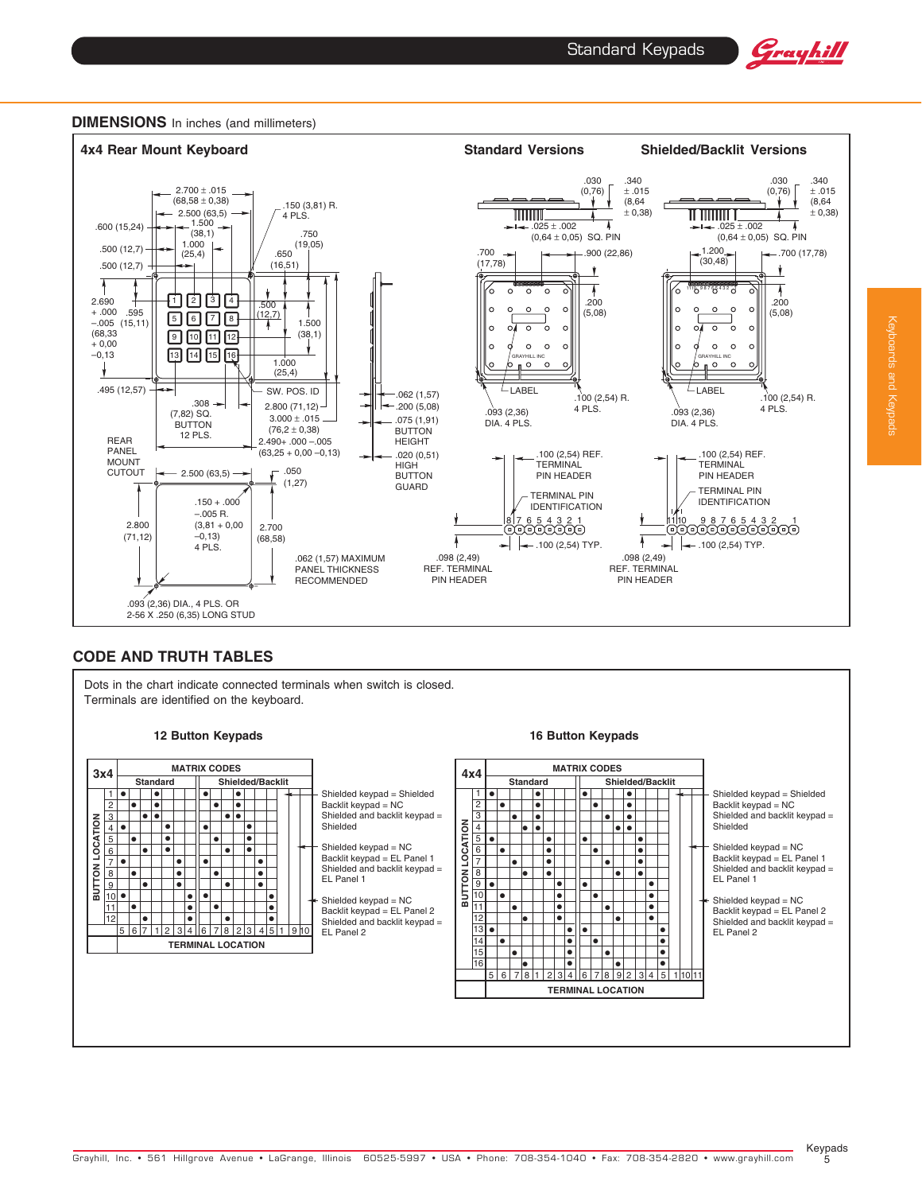## DIMENSIONS In inches (and millimeters)

### 4x4 Rear Mount Keyboard

- 2.700 ± .015 (68,58 ± 0,38)
- 2.500 (63,5)
- 1.500 (38,1)
- 1.000 (25,4)
- .150 (3,81) R. 4 PLS.
- .750 (19,05)
- .650 (16,51)
- .600 (15,24)
- .500 (12,7)
- .500 (12,7)
- 2.690 + .000 –.005 (68,33 + 0,00 –0,13)
- .595 (15,11)
- .500 (12,7)
- 1.500 (38,1)
- 1.000 (25,4)
- SW. POS. ID
- .495 (12,57)
- .308 (7,82) SQ. BUTTON 12 PLS.
- 2.800 (71,12)
- 3.000 ± .015 (76,2 ± 0,38)
- 2.490+ .000 –.005 (63,25 + 0,00 –0,13)
- .062 (1,57)
- .200 (5,08)
- .075 (1,91) BUTTON HEIGHT
- .020 (0,51) HIGH BUTTON GUARD

REAR PANEL MOUNT CUTOUT

- 2.500 (63,5)
- .050 (1,27)
- .150 + .000 –.005 R. (3,81 + 0,00 –0,13) 4 PLS.
- 2.800 (71,12)
- 2.700 (68,58)
- .062 (1,57) MAXIMUM PANEL THICKNESS RECOMMENDED
- .093 (2,36) DIA., 4 PLS. OR 2-56 X .250 (6,35) LONG STUD

### Standard Versions

- .030 (0,76)
- .340 ± .015 (8,64 ± 0,38)
- .025 ± .002 (0,64 ± 0,05) SQ. PIN
- .700 (17,78)
- .900 (22,86)
- .200 (5,08)
- LABEL
- .093 (2,36) DIA. 4 PLS.
- .100 (2,54) R. 4 PLS.
- .100 (2,54) REF. TERMINAL PIN HEADER
- TERMINAL PIN IDENTIFICATION: 8 7 6 5 4 3 2 1
- .100 (2,54) TYP.
- .098 (2,49) REF. TERMINAL PIN HEADER

### Shielded/Backlit Versions

- .030 (0,76)
- .340 ± .015 (8,64 ± 0,38)
- .025 ± .002 (0,64 ± 0,05) SQ. PIN
- 1.200 (30,48)
- .700 (17,78)
- .200 (5,08)
- LABEL
- .093 (2,36) DIA. 4 PLS.
- .100 (2,54) R. 4 PLS.
- .100 (2,54) REF. TERMINAL PIN HEADER
- TERMINAL PIN IDENTIFICATION: 11 10 9 8 7 6 5 4 3 2 1
- .100 (2,54) TYP.
- .098 (2,49) REF. TERMINAL PIN HEADER

## CODE AND TRUTH TABLES

Dots in the chart indicate connected terminals when switch is closed.
Terminals are identified on the keyboard.

### 12 Button Keypads

| 3x4 | MATRIX CODES | | | | | | | | | | | | | | | | |
|---|---|---|---|---|---|---|---|---|---|---|---|---|---|---|---|---|---|
| | Standard | | | | | | | Shielded/Backlit | | | | | | | | | |
| BUTTON LOCATION / TERMINAL LOCATION | 5 | 6 | 7 | 1 | 2 | 3 | 4 | 6 | 7 | 8 | 2 | 3 | 4 | 5 | 1 | 9 | 10 |
| 1 | ● | | | ● | | | | ● | | | ● | | | | | | |
| 2 | | ● | | ● | | | | | ● | | ● | | | | | | |
| 3 | | | ● | ● | | | | | | ● | ● | | | | | | |
| 4 | ● | | | | ● | | | ● | | | | ● | | | | | |
| 5 | | ● | | | ● | | | | ● | | | ● | | | | | |
| 6 | | | ● | | ● | | | | | ● | | ● | | | | | |
| 7 | ● | | | | | ● | | ● | | | | | ● | | | | |
| 8 | | ● | | | | ● | | | ● | | | | ● | | | | |
| 9 | | | ● | | | ● | | | | ● | | | ● | | | | |
| 10 | ● | | | | | | ● | ● | | | | | | ● | | | |
| 11 | | ● | | | | | ● | | ● | | | | | ● | | | |
| 12 | | | ● | | | | ● | | | ● | | | | ● | | | |

Terminal 1 (Shielded/Backlit): Shielded keypad = Shielded; Backlit keypad = NC; Shielded and backlit keypad = Shielded

Terminal 9 (Shielded/Backlit): Shielded keypad = NC; Backlit keypad = EL Panel 1; Shielded and backlit keypad = EL Panel 1

Terminal 10 (Shielded/Backlit): Shielded keypad = NC; Backlit keypad = EL Panel 2; Shielded and backlit keypad = EL Panel 2

### 16 Button Keypads

| 4x4 | MATRIX CODES | | | | | | | | | | | | | | | | | | |
|---|---|---|---|---|---|---|---|---|---|---|---|---|---|---|---|---|---|---|---|
| | Standard | | | | | | | | Shielded/Backlit | | | | | | | | | | |
| BUTTON LOCATION / TERMINAL LOCATION | 5 | 6 | 7 | 8 | 1 | 2 | 3 | 4 | 6 | 7 | 8 | 9 | 2 | 3 | 4 | 5 | 1 | 10 | 11 |
| 1 | ● | | | | ● | | | | ● | | | | ● | | | | | | |
| 2 | | ● | | | ● | | | | | ● | | | ● | | | | | | |
| 3 | | | ● | | ● | | | | | | ● | | ● | | | | | | |
| 4 | | | | ● | ● | | | | | | | ● | ● | | | | | | |
| 5 | ● | | | | | ● | | | ● | | | | | ● | | | | | |
| 6 | | ● | | | | ● | | | | ● | | | | ● | | | | | |
| 7 | | | ● | | | ● | | | | | ● | | | ● | | | | | |
| 8 | | | | ● | | ● | | | | | | ● | | ● | | | | | |
| 9 | ● | | | | | | ● | | ● | | | | | | ● | | | | |
| 10 | | ● | | | | | ● | | | ● | | | | | ● | | | | |
| 11 | | | ● | | | | ● | | | | ● | | | | ● | | | | |
| 12 | | | | ● | | | ● | | | | | ● | | | ● | | | | |
| 13 | ● | | | | | | | ● | ● | | | | | | | ● | | | |
| 14 | | ● | | | | | | ● | | ● | | | | | | ● | | | |
| 15 | | | ● | | | | | ● | | | ● | | | | | ● | | | |
| 16 | | | | ● | | | | ● | | | | ● | | | | ● | | | |

Terminal 1 (Shielded/Backlit): Shielded keypad = Shielded; Backlit keypad = NC; Shielded and backlit keypad = Shielded

Terminal 10 (Shielded/Backlit): Shielded keypad = NC; Backlit keypad = EL Panel 1; Shielded and backlit keypad = EL Panel 1

Terminal 11 (Shielded/Backlit): Shielded keypad = NC; Backlit keypad = EL Panel 2; Shielded and backlit keypad = EL Panel 2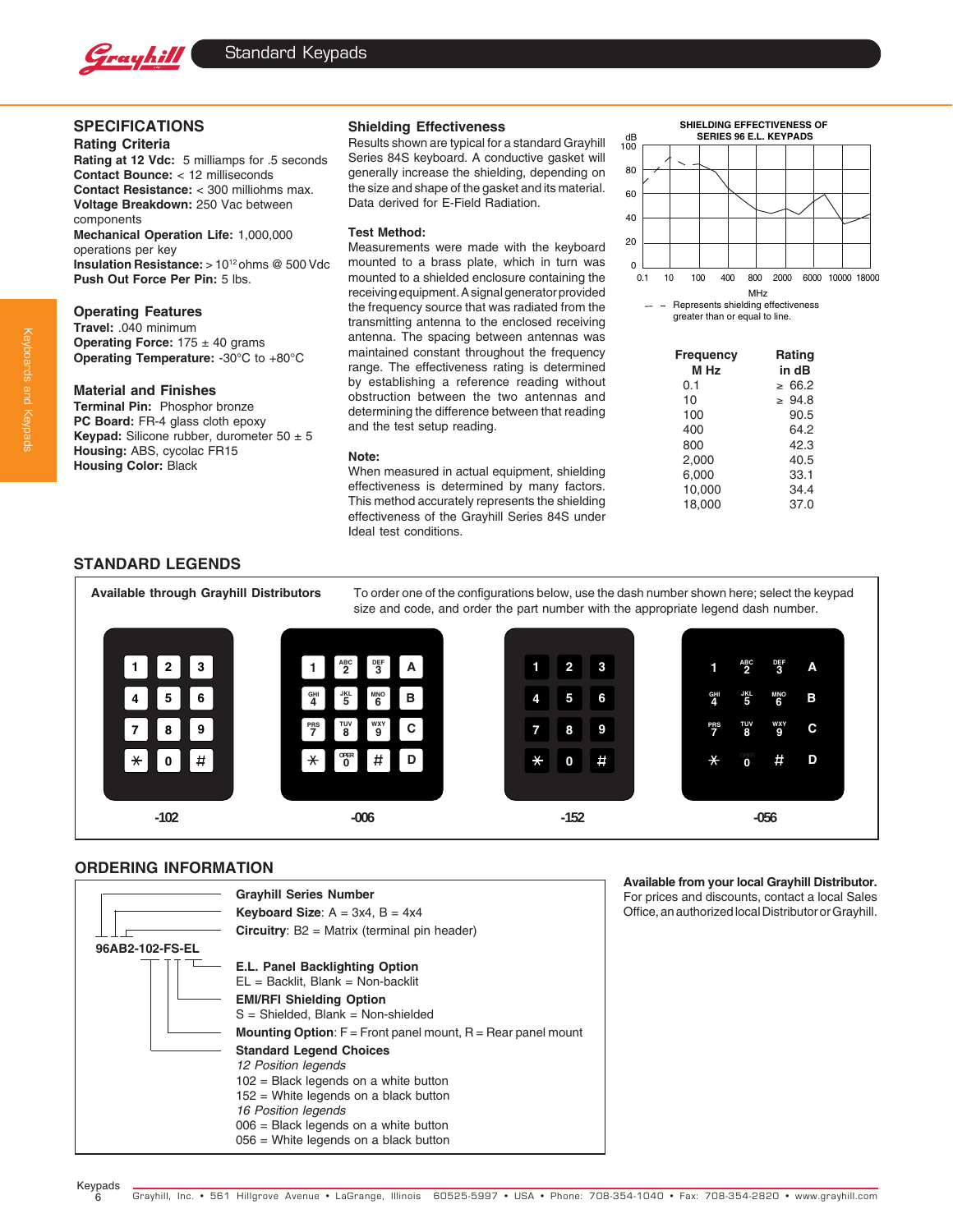## SPECIFICATIONS

### Rating Criteria

**Rating at 12 Vdc:** 5 milliamps for .5 seconds
**Contact Bounce:** < 12 milliseconds
**Contact Resistance:** < 300 milliohms max.
**Voltage Breakdown:** 250 Vac between components
**Mechanical Operation Life:** 1,000,000 operations per key
**Insulation Resistance:** > $10^{12}$ ohms @ 500 Vdc
**Push Out Force Per Pin:** 5 lbs.

### Operating Features

**Travel:** .040 minimum
**Operating Force:** 175 ± 40 grams
**Operating Temperature:** -30°C to +80°C

### Material and Finishes

**Terminal Pin:** Phosphor bronze
**PC Board:** FR-4 glass cloth epoxy
**Keypad:** Silicone rubber, durometer 50 ± 5
**Housing:** ABS, cycolac FR15
**Housing Color:** Black

### Shielding Effectiveness

Results shown are typical for a standard Grayhill Series 84S keyboard. A conductive gasket will generally increase the shielding, depending on the size and shape of the gasket and its material. Data derived for E-Field Radiation.

**Test Method:**
Measurements were made with the keyboard mounted to a brass plate, which in turn was mounted to a shielded enclosure containing the receiving equipment. A signal generator provided the frequency source that was radiated from the transmitting antenna to the enclosed receiving antenna. The spacing between antennas was maintained constant throughout the frequency range. The effectiveness rating is determined by establishing a reference reading without obstruction between the two antennas and determining the difference between that reading and the test setup reading.

**Note:**
When measured in actual equipment, shielding effectiveness is determined by many factors. This method accurately represents the shielding effectiveness of the Grayhill Series 84S under Ideal test conditions.

SHIELDING EFFECTIVENESS OF SERIES 96 E.L. KEYPADS

dB
100
80
60
40
20
0

0.1 10 100 400 800 2000 6000 10000 18000

MHz

– – Represents shielding effectiveness greater than or equal to line.

| Frequency M Hz | Rating in dB |
|---|---|
| 0.1 | ≥ 66.2 |
| 10 | ≥ 94.8 |
| 100 | 90.5 |
| 400 | 64.2 |
| 800 | 42.3 |
| 2,000 | 40.5 |
| 6,000 | 33.1 |
| 10,000 | 34.4 |
| 18,000 | 37.0 |

## STANDARD LEGENDS

**Available through Grayhill Distributors**

To order one of the configurations below, use the dash number shown here; select the keypad size and code, and order the part number with the appropriate legend dash number.

-102 | -006 | -152 | -056

## ORDERING INFORMATION

96AB2-102-FS-EL

**Grayhill Series Number**
**Keyboard Size**: A = 3x4, B = 4x4
**Circuitry**: B2 = Matrix (terminal pin header)

**E.L. Panel Backlighting Option**
EL = Backlit, Blank = Non-backlit
**EMI/RFI Shielding Option**
S = Shielded, Blank = Non-shielded
**Mounting Option**: F = Front panel mount, R = Rear panel mount
**Standard Legend Choices**
*12 Position legends*
102 = Black legends on a white button
152 = White legends on a black button
*16 Position legends*
006 = Black legends on a white button
056 = White legends on a black button

**Available from your local Grayhill Distributor.**
For prices and discounts, contact a local Sales Office, an authorized local Distributor or Grayhill.